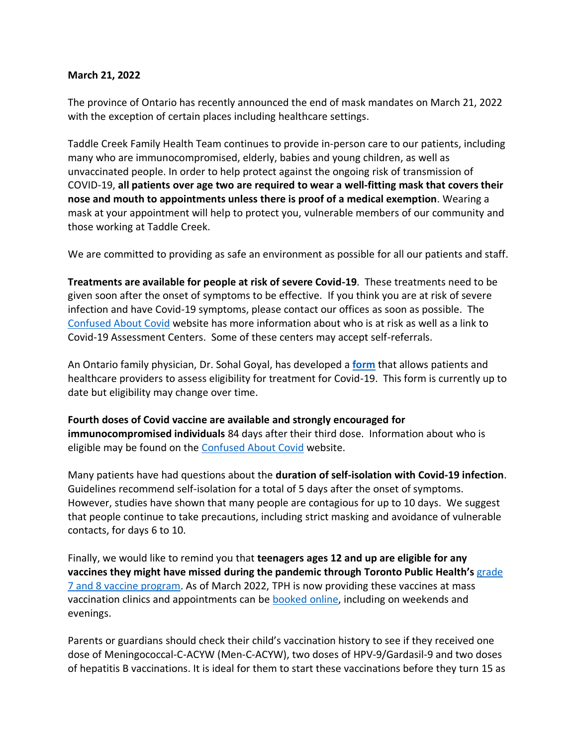**March 21, 2022**

The province of Ontario has recently announced the end of mask mandates on March 21, 2022 with the exception of certain places including healthcare settings.

Taddle Creek Family Health Team continues to provide in-person care to our patients, including many who are immunocompromised, elderly, babies and young children, as well as unvaccinated people. In order to help protect against the ongoing risk of transmission of COVID-19, **all patients over age two are required to wear a well-fitting mask that covers their nose and mouth to appointments unless there is proof of a medical exemption**. Wearing a mask at your appointment will help to protect you, vulnerable members of our community and those working at Taddle Creek.

We are committed to providing as safe an environment as possible for all our patients and staff.

**Treatments are available for people at risk of severe Covid-19**. These treatments need to be given soon after the onset of symptoms to be effective. If you think you are at risk of severe infection and have Covid-19 symptoms, please contact our offices as soon as possible. The Confused About Covid website has more information about who is at risk as well as a link to Covid-19 Assessment Centers. Some of these centers may accept self-referrals.

An Ontario family physician, Dr. Sohal Goyal, has developed a **form** that allows patients and healthcare providers to assess eligibility for treatment for Covid-19. This form is currently up to date but eligibility may change over time.

**Fourth doses of Covid vaccine are available and strongly encouraged for immunocompromised individuals** 84 days after their third dose. Information about who is eligible may be found on the Confused About Covid website.

Many patients have had questions about the **duration of self-isolation with Covid-19 infection**. Guidelines recommend self-isolation for a total of 5 days after the onset of symptoms. However, studies have shown that many people are contagious for up to 10 days. We suggest that people continue to take precautions, including strict masking and avoidance of vulnerable contacts, for days 6 to 10.

Finally, we would like to remind you that **teenagers ages 12 and up are eligible for any vaccines they might have missed during the pandemic through Toronto Public Health's** grade 7 and 8 vaccine program. As of March 2022, TPH is now providing these vaccines at mass vaccination clinics and appointments can be booked online, including on weekends and evenings.

Parents or guardians should check their child's vaccination history to see if they received one dose of Meningococcal-C-ACYW (Men-C-ACYW), two doses of HPV-9/Gardasil-9 and two doses of hepatitis B vaccinations. It is ideal for them to start these vaccinations before they turn 15 as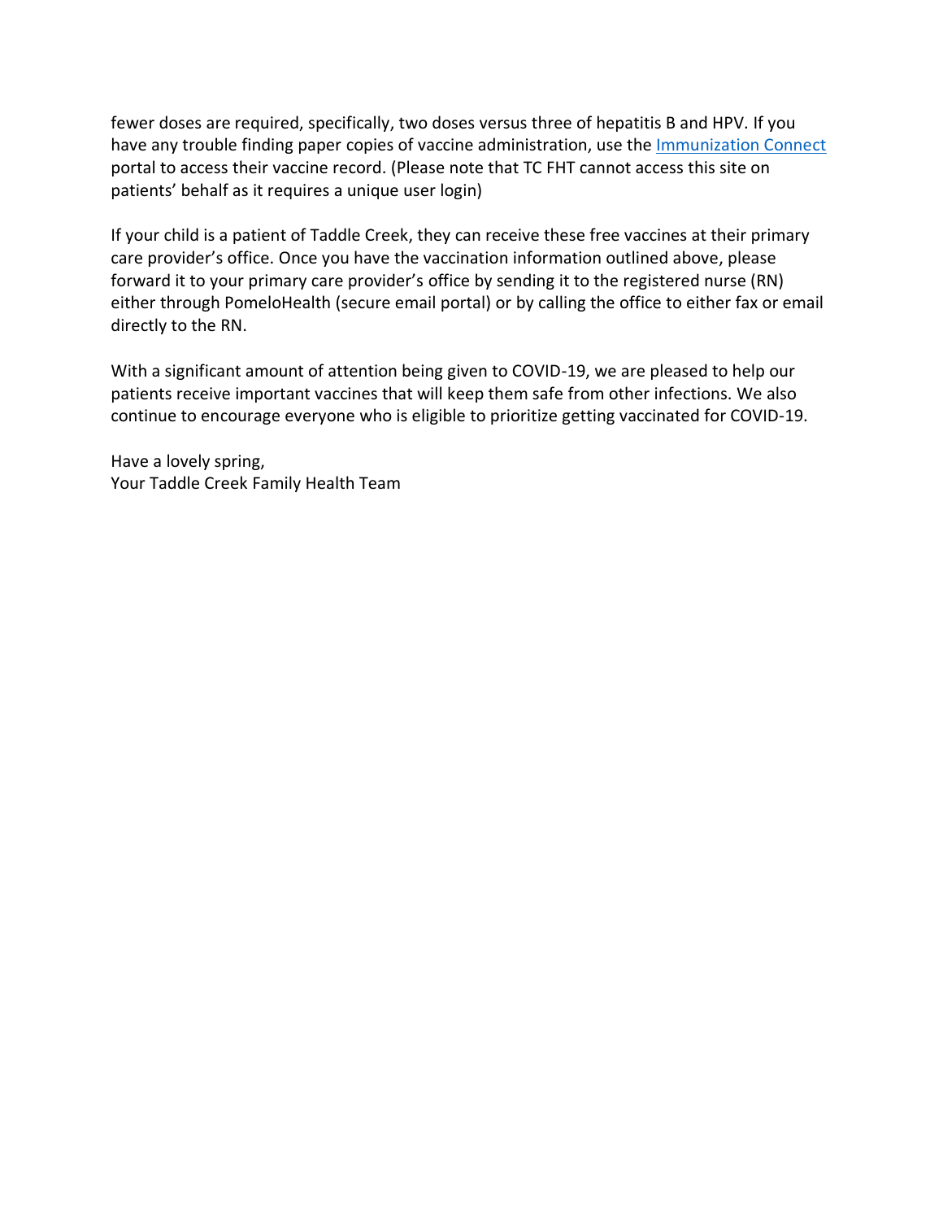fewer doses are required, specifically, two doses versus three of hepatitis B and HPV. If you have any trouble finding paper copies of vaccine administration, use the [Immunization Connect]() portal to access their vaccine record. (Please note that TC FHT cannot access this site on patients' behalf as it requires a unique user login)

If your child is a patient of Taddle Creek, they can receive these free vaccines at their primary care provider's office. Once you have the vaccination information outlined above, please forward it to your primary care provider's office by sending it to the registered nurse (RN) either through PomeloHealth (secure email portal) or by calling the office to either fax or email directly to the RN.

With a significant amount of attention being given to COVID-19, we are pleased to help our patients receive important vaccines that will keep them safe from other infections. We also continue to encourage everyone who is eligible to prioritize getting vaccinated for COVID-19.

Have a lovely spring,
Your Taddle Creek Family Health Team